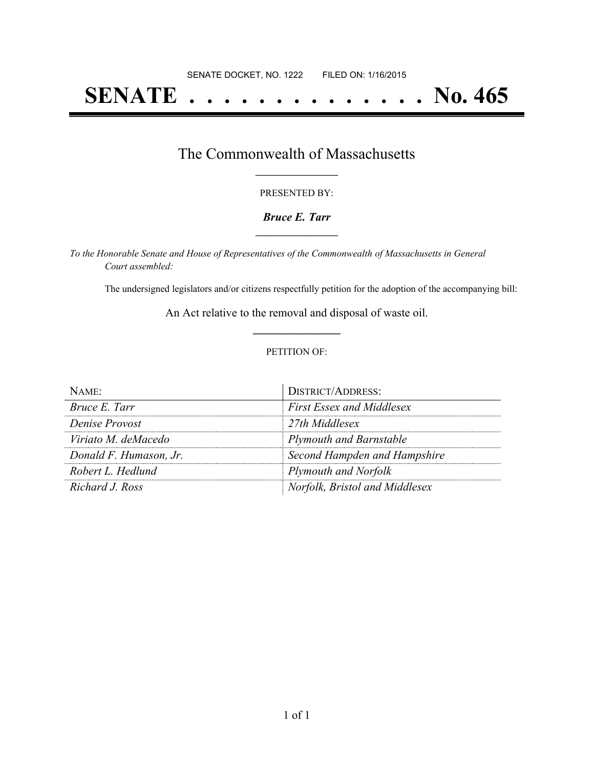SENATE DOCKET, NO. 1222 FILED ON: 1/16/2015

# SENATE . . . . . . . . . . . . . . No. 465

## The Commonwealth of Massachusetts

PRESENTED BY:

***Bruce E. Tarr***

*To the Honorable Senate and House of Representatives of the Commonwealth of Massachusetts in General Court assembled:*

The undersigned legislators and/or citizens respectfully petition for the adoption of the accompanying bill:

An Act relative to the removal and disposal of waste oil.

PETITION OF:

| NAME: | DISTRICT/ADDRESS: |
|---|---|
| *Bruce E. Tarr* | *First Essex and Middlesex* |
| *Denise Provost* | *27th Middlesex* |
| *Viriato M. deMacedo* | *Plymouth and Barnstable* |
| *Donald F. Humason, Jr.* | *Second Hampden and Hampshire* |
| *Robert L. Hedlund* | *Plymouth and Norfolk* |
| *Richard J. Ross* | *Norfolk, Bristol and Middlesex* |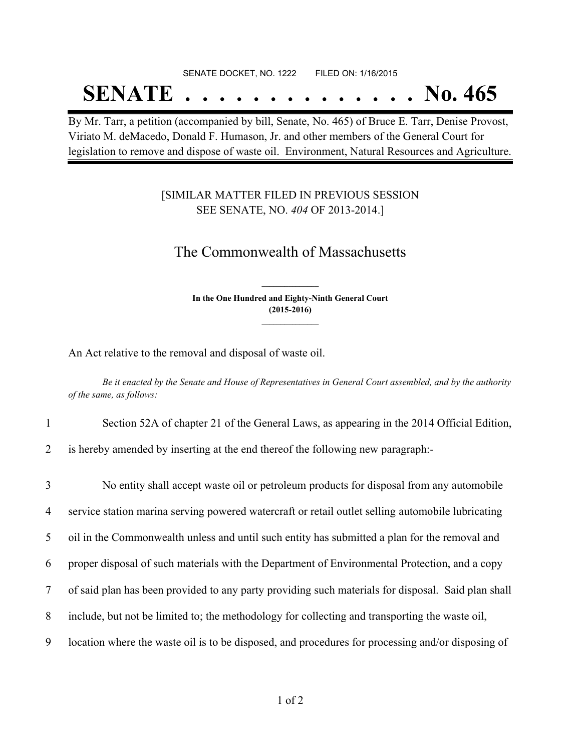SENATE DOCKET, NO. 1222        FILED ON: 1/16/2015

# SENATE . . . . . . . . . . . . . . No. 465

By Mr. Tarr, a petition (accompanied by bill, Senate, No. 465) of Bruce E. Tarr, Denise Provost, Viriato M. deMacedo, Donald F. Humason, Jr. and other members of the General Court for legislation to remove and dispose of waste oil. Environment, Natural Resources and Agriculture.

[SIMILAR MATTER FILED IN PREVIOUS SESSION
SEE SENATE, NO. *404* OF 2013-2014.]

## The Commonwealth of Massachusetts

**In the One Hundred and Eighty-Ninth General Court
(2015-2016)**

An Act relative to the removal and disposal of waste oil.

*Be it enacted by the Senate and House of Representatives in General Court assembled, and by the authority of the same, as follows:*

1 Section 52A of chapter 21 of the General Laws, as appearing in the 2014 Official Edition,
2 is hereby amended by inserting at the end thereof the following new paragraph:-

3 No entity shall accept waste oil or petroleum products for disposal from any automobile
4 service station marina serving powered watercraft or retail outlet selling automobile lubricating
5 oil in the Commonwealth unless and until such entity has submitted a plan for the removal and
6 proper disposal of such materials with the Department of Environmental Protection, and a copy
7 of said plan has been provided to any party providing such materials for disposal. Said plan shall
8 include, but not be limited to; the methodology for collecting and transporting the waste oil,
9 location where the waste oil is to be disposed, and procedures for processing and/or disposing of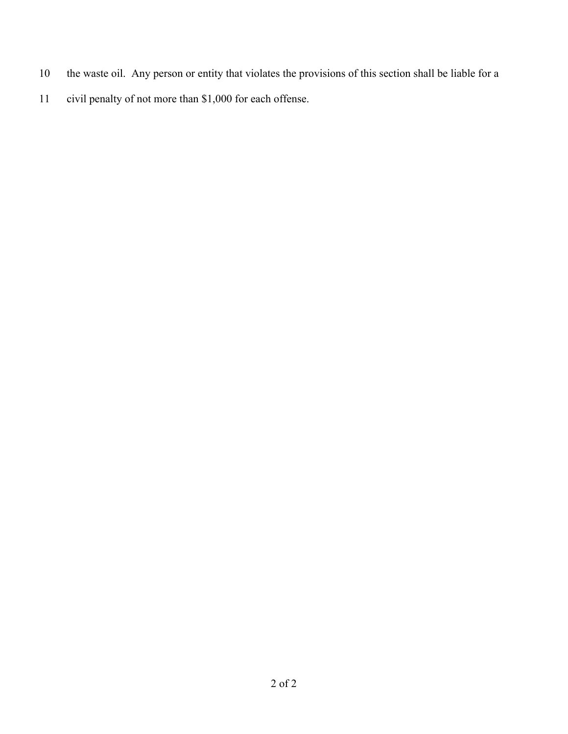the waste oil. Any person or entity that violates the provisions of this section shall be liable for a civil penalty of not more than $1,000 for each offense.